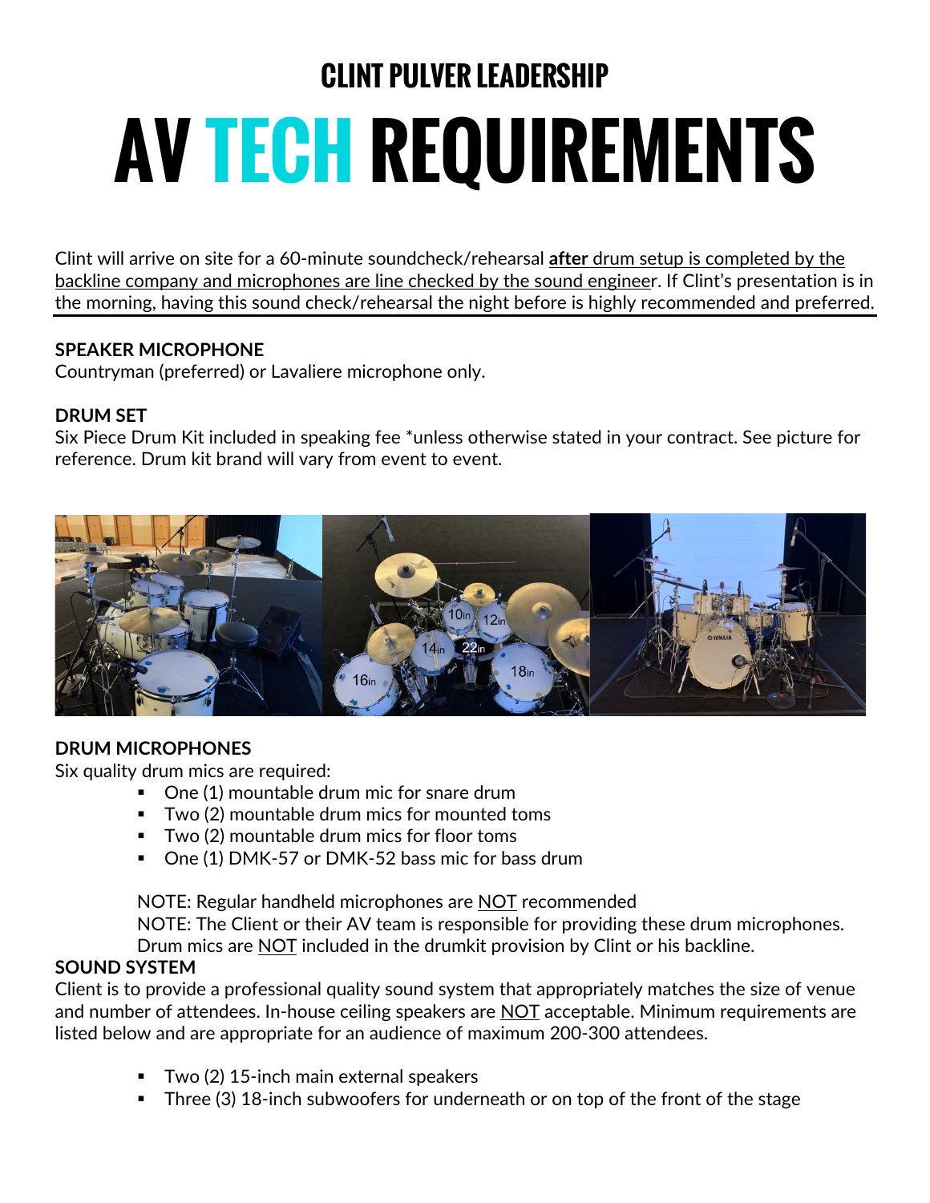# CLINT PULVER LEADERSHIP

# AV TECH REQUIREMENTS

Clint will arrive on site for a 60-minute soundcheck/rehearsal **after** drum setup is completed by the backline company and microphones are line checked by the sound engineer. If Clint's presentation is in the morning, having this sound check/rehearsal the night before is highly recommended and preferred.

---

**SPEAKER MICROPHONE**
Countryman (preferred) or Lavaliere microphone only.

**DRUM SET**
Six Piece Drum Kit included in speaking fee *unless otherwise stated in your contract. See picture for reference. Drum kit brand will vary from event to event.

**DRUM MICROPHONES**
Six quality drum mics are required:

- One (1) mountable drum mic for snare drum
- Two (2) mountable drum mics for mounted toms
- Two (2) mountable drum mics for floor toms
- One (1) DMK-57 or DMK-52 bass mic for bass drum

NOTE: Regular handheld microphones are NOT recommended
NOTE: The Client or their AV team is responsible for providing these drum microphones. Drum mics are NOT included in the drumkit provision by Clint or his backline.

**SOUND SYSTEM**
Client is to provide a professional quality sound system that appropriately matches the size of venue and number of attendees. In-house ceiling speakers are NOT acceptable. Minimum requirements are listed below and are appropriate for an audience of maximum 200-300 attendees.

- Two (2) 15-inch main external speakers
- Three (3) 18-inch subwoofers for underneath or on top of the front of the stage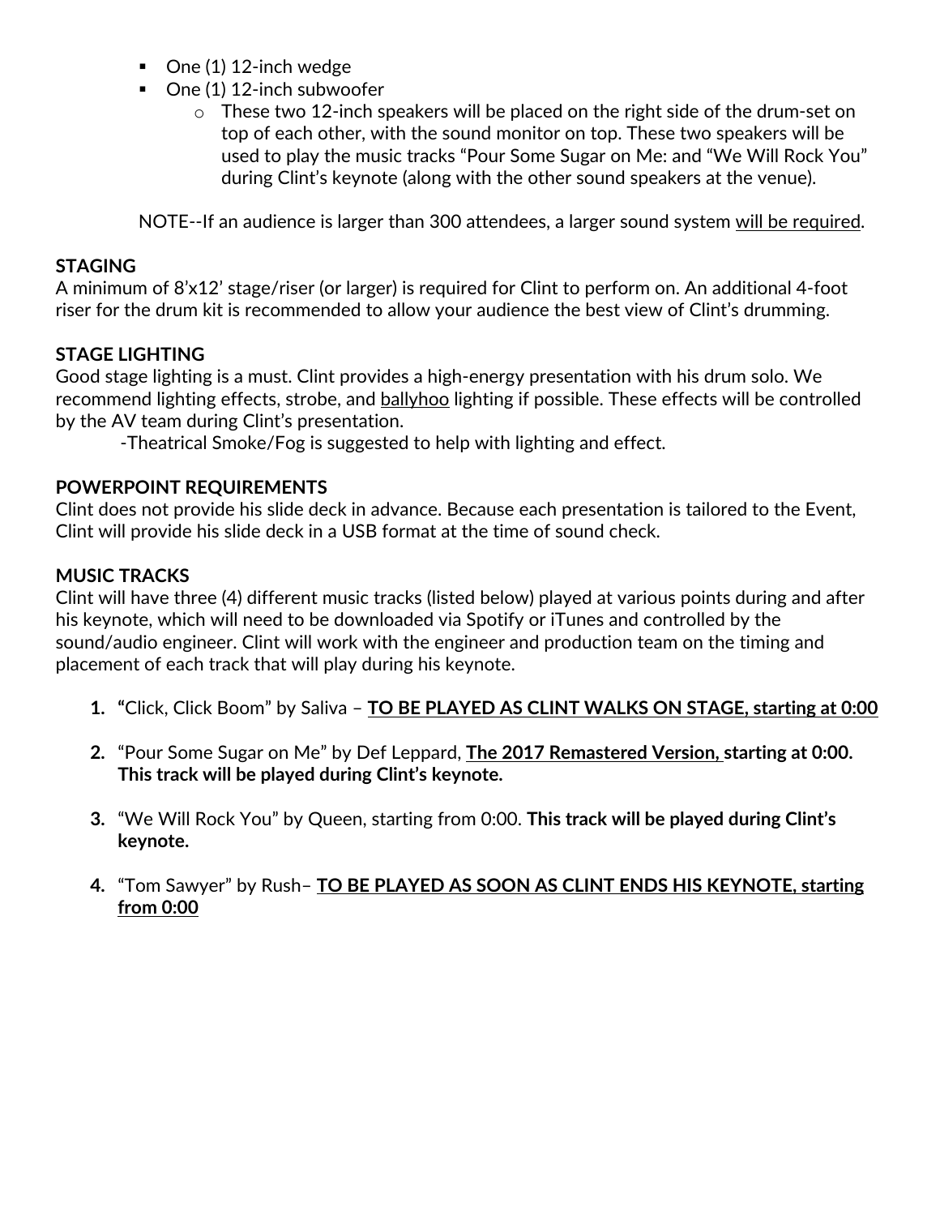- One (1) 12-inch wedge
- One (1) 12-inch subwoofer
  - These two 12-inch speakers will be placed on the right side of the drum-set on top of each other, with the sound monitor on top. These two speakers will be used to play the music tracks "Pour Some Sugar on Me: and "We Will Rock You" during Clint's keynote (along with the other sound speakers at the venue).

NOTE--If an audience is larger than 300 attendees, a larger sound system <u>will be required</u>.

**STAGING**

A minimum of 8'x12' stage/riser (or larger) is required for Clint to perform on. An additional 4-foot riser for the drum kit is recommended to allow your audience the best view of Clint's drumming.

**STAGE LIGHTING**

Good stage lighting is a must. Clint provides a high-energy presentation with his drum solo. We recommend lighting effects, strobe, and <u>ballyhoo</u> lighting if possible. These effects will be controlled by the AV team during Clint's presentation.

-Theatrical Smoke/Fog is suggested to help with lighting and effect.

**POWERPOINT REQUIREMENTS**

Clint does not provide his slide deck in advance. Because each presentation is tailored to the Event, Clint will provide his slide deck in a USB format at the time of sound check.

**MUSIC TRACKS**

Clint will have three (4) different music tracks (listed below) played at various points during and after his keynote, which will need to be downloaded via Spotify or iTunes and controlled by the sound/audio engineer. Clint will work with the engineer and production team on the timing and placement of each track that will play during his keynote.

1. **"**Click, Click Boom" by Saliva – **<u>TO BE PLAYED AS CLINT WALKS ON STAGE, starting at 0:00</u>**
2. "Pour Some Sugar on Me" by Def Leppard, **<u>The 2017 Remastered Version,</u> starting at 0:00. This track will be played during Clint's keynote.**
3. "We Will Rock You" by Queen, starting from 0:00. **This track will be played during Clint's keynote.**
4. "Tom Sawyer" by Rush– **<u>TO BE PLAYED AS SOON AS CLINT ENDS HIS KEYNOTE, starting from 0:00</u>**